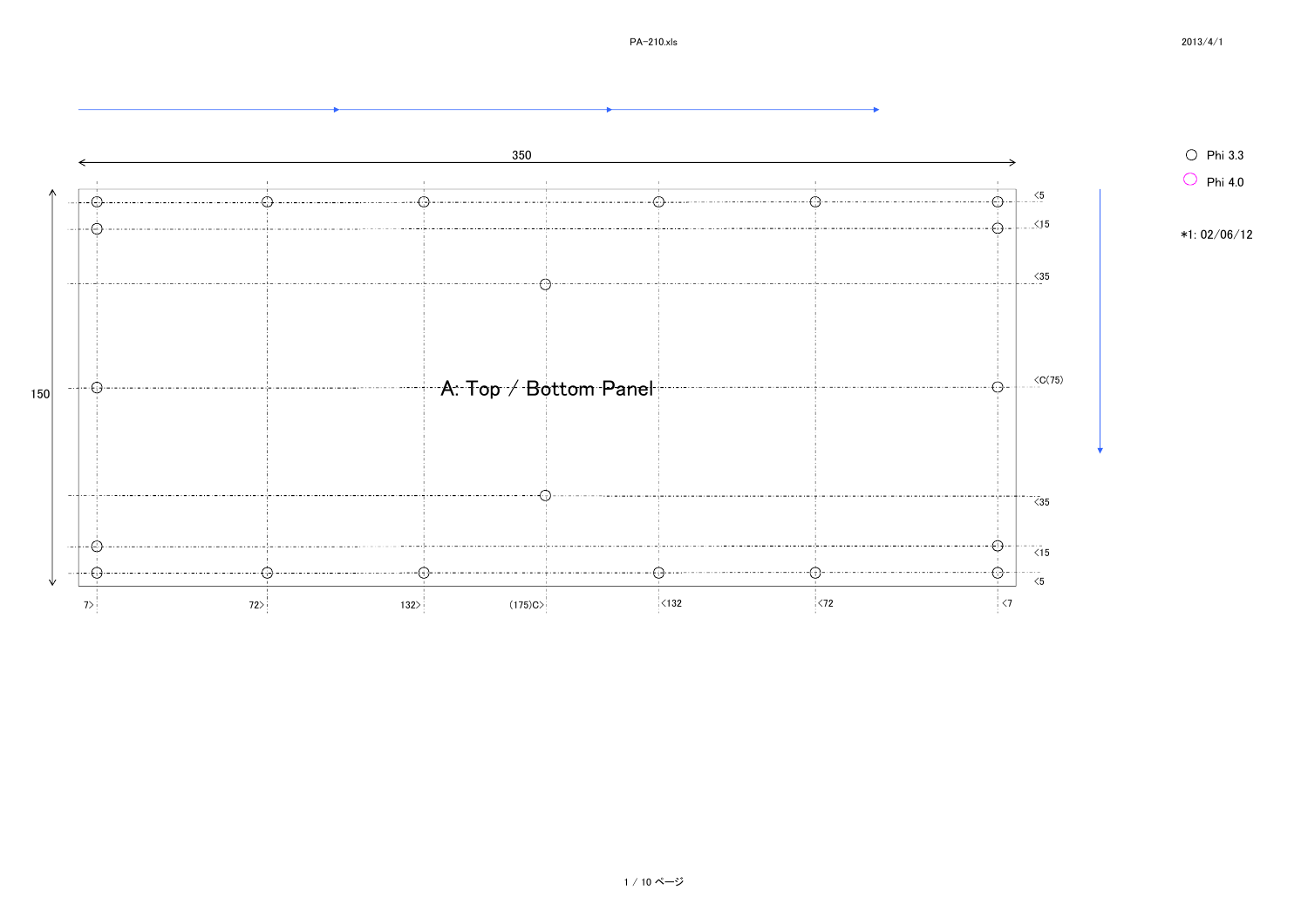350

150

# A: Top / Bottom Panel

<5

<15

<35

<C(75)

<35

<15

<5

7> 72> 132> (175)C> <132 <72 <7

○ Phi 3.3

○ Phi 4.0

*1: 02/06/12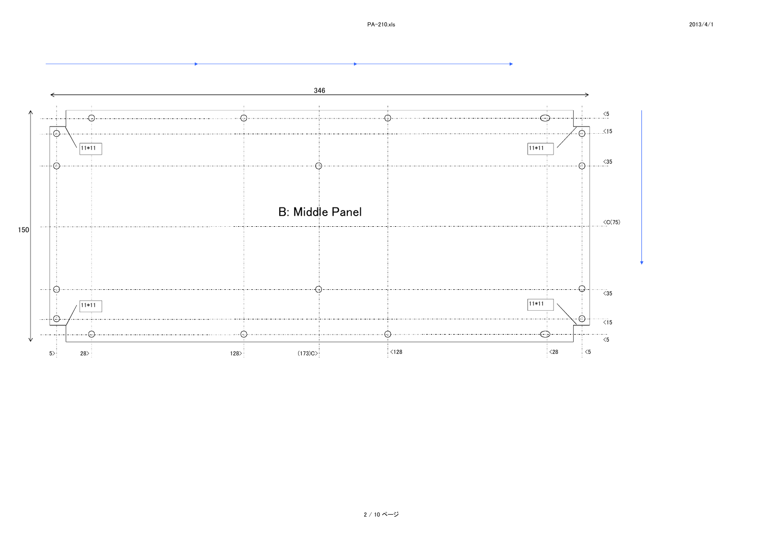346

150

B: Middle Panel

11*11

11*11

11*11

11*11

<5

<15

<35

<C(75)

<35

<15

<5

5>

28>

128>

(173)C>

<128

<28

<5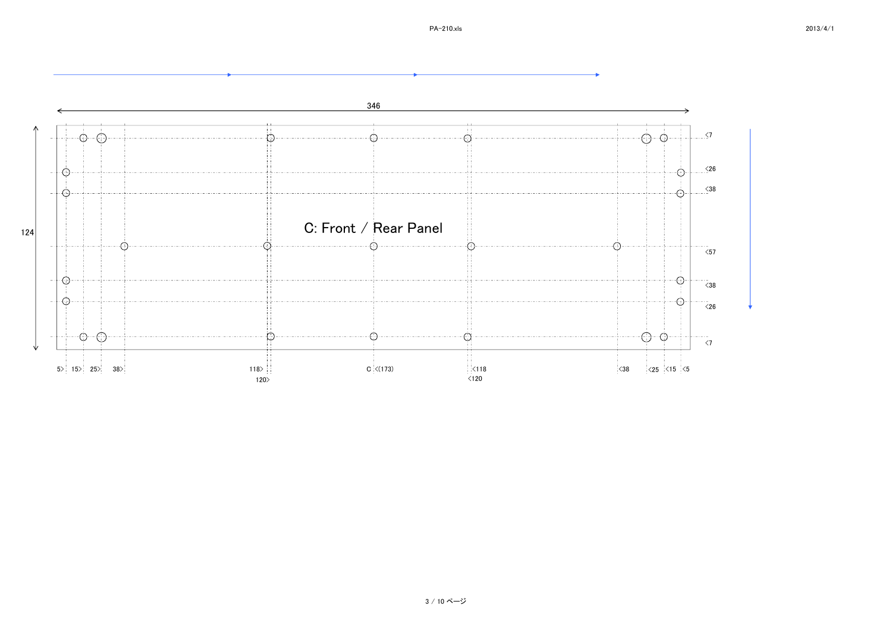346

124

# C: Front / Rear Panel

<7

<26

<38

<57

<38

<26

<7

5> 15> 25> 38> 118> 120> C <(173) <118 <120 <38 <25 <15 <5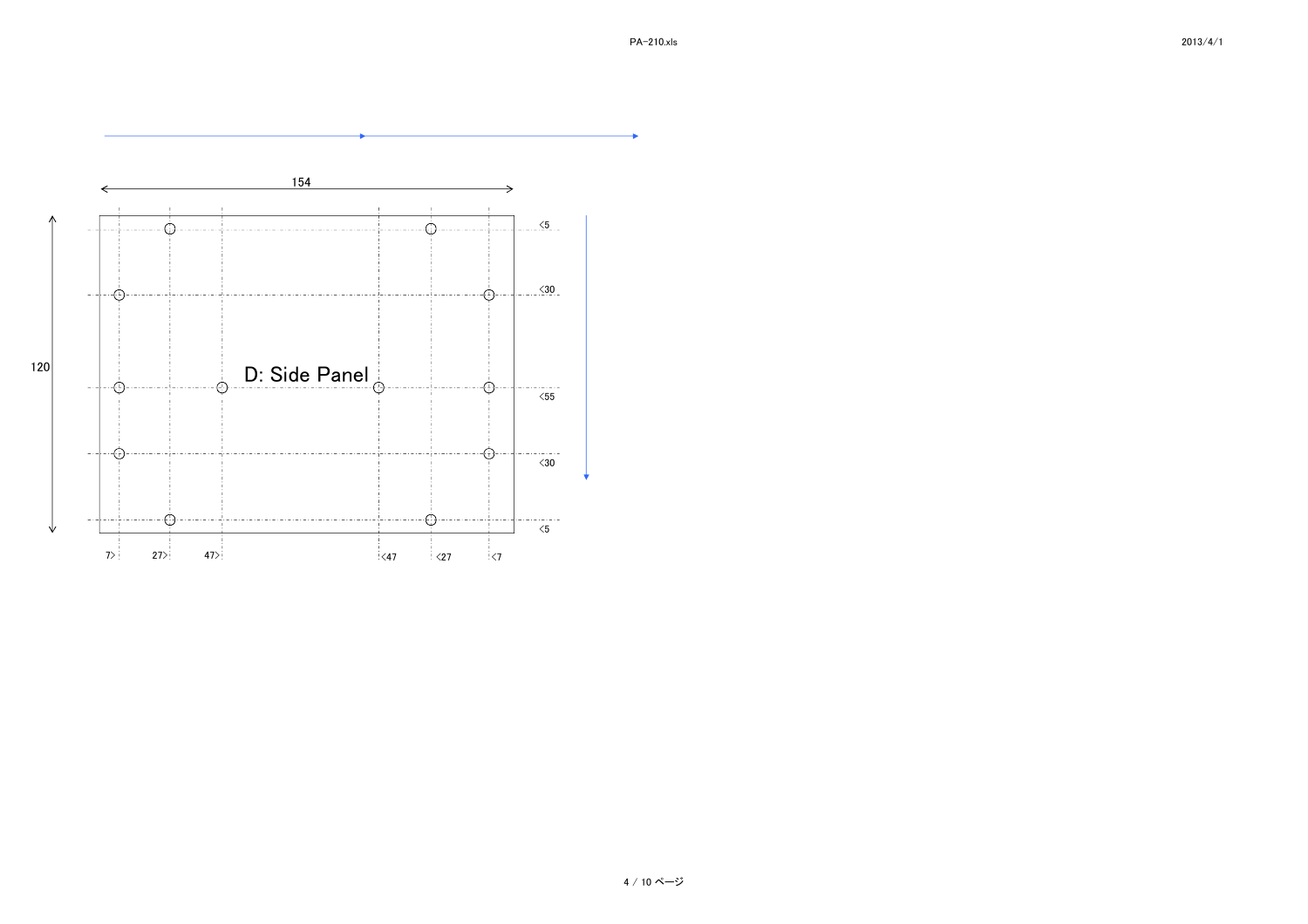154

120

D: Side Panel

<5

<30

<55

<30

<5

7> 27> 47> <47 <27 <7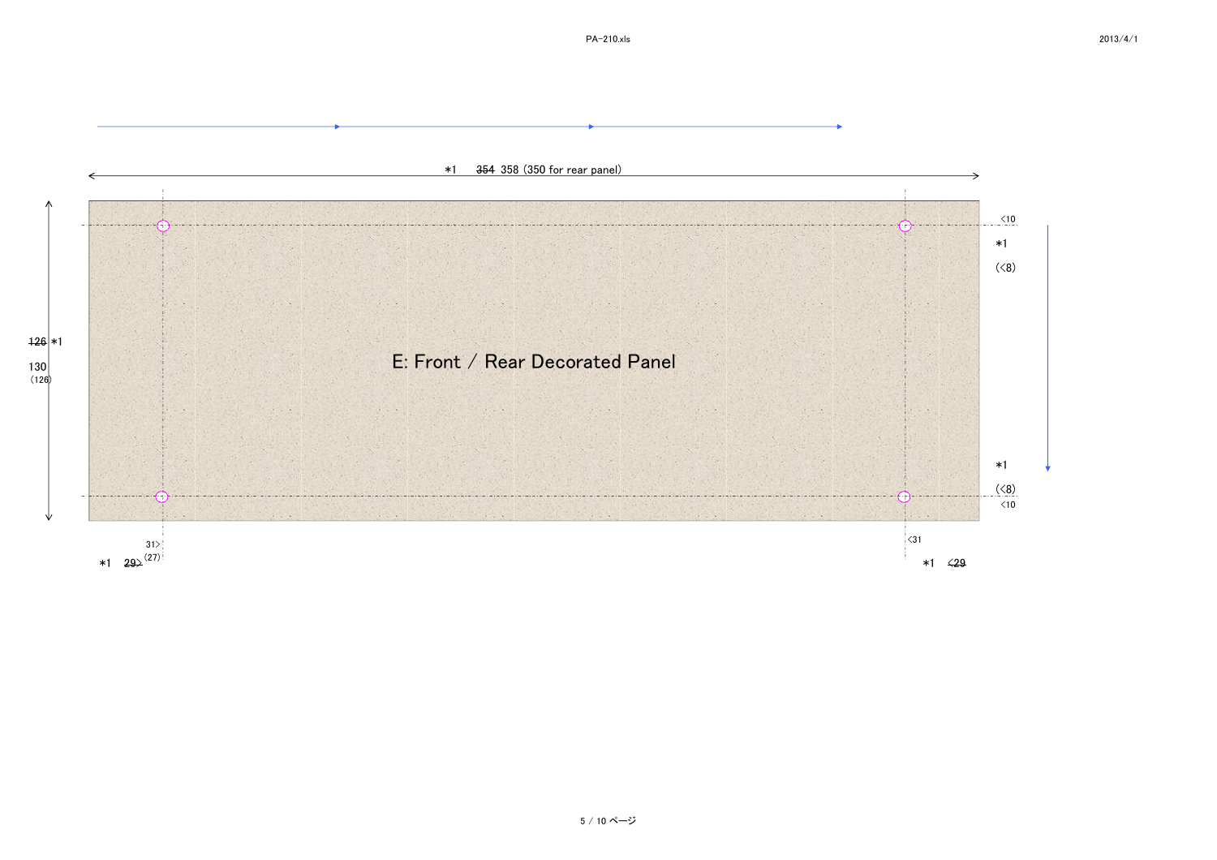*1 ~~354~~ 358 (350 for rear panel)

~~126~~ *1

130

(126)

# E: Front / Rear Decorated Panel

<10

*1

(<8)

*1

(<8)

<10

31>

(27)

*1 ~~29>~~

<31

*1 ~~<29~~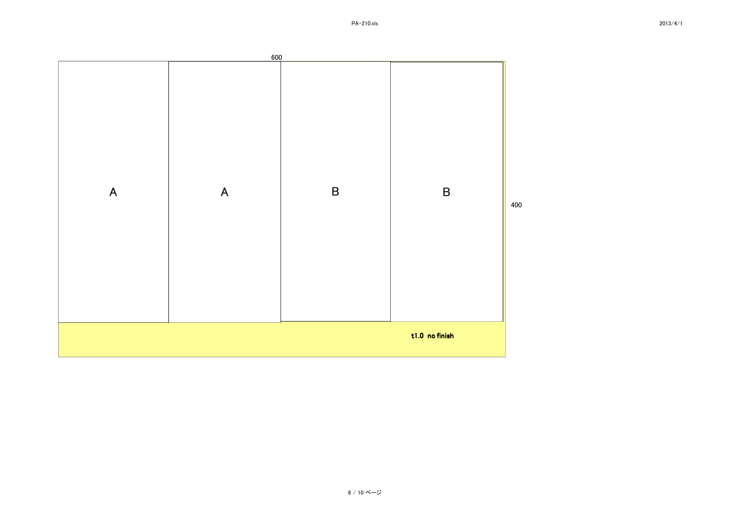600

| A | A | B | B |
| --- | --- | --- | --- |

400

**t1.0 no finish**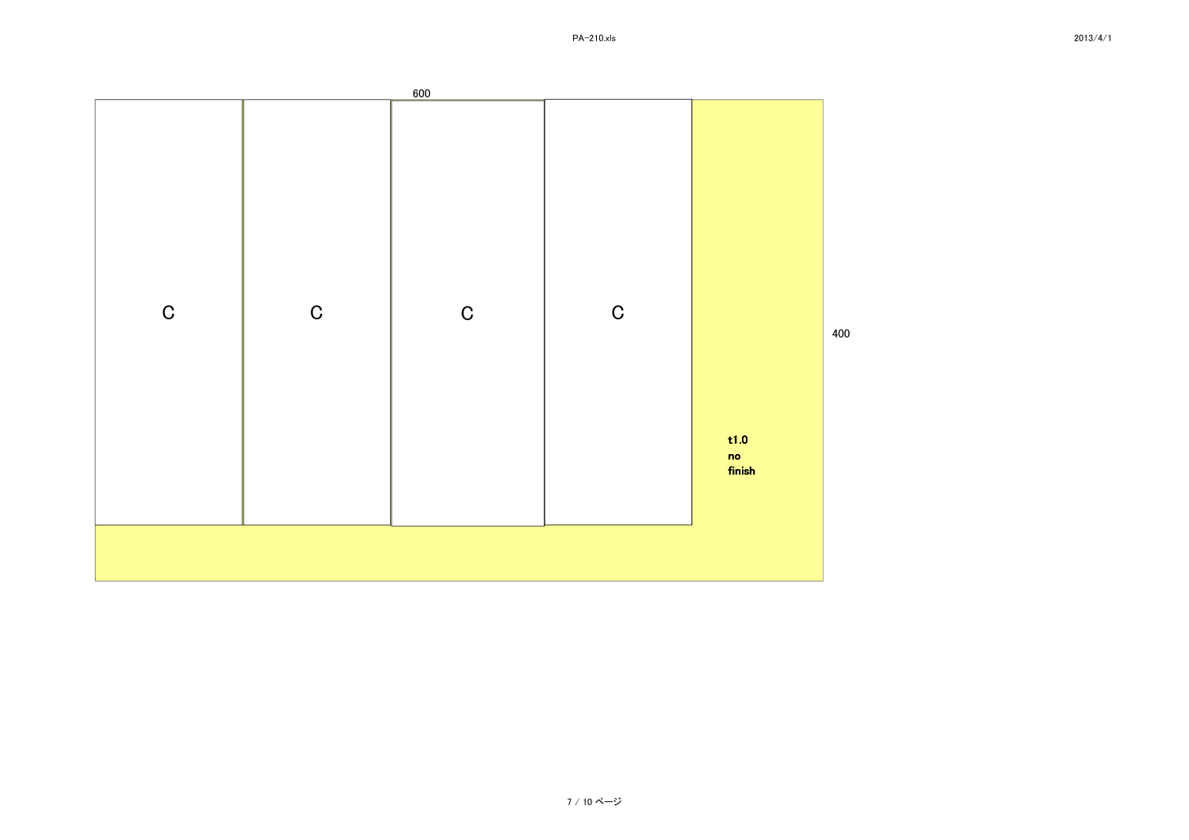600

| C | C | C | C |
|---|---|---|---|

400

**t1.0**
**no**
**finish**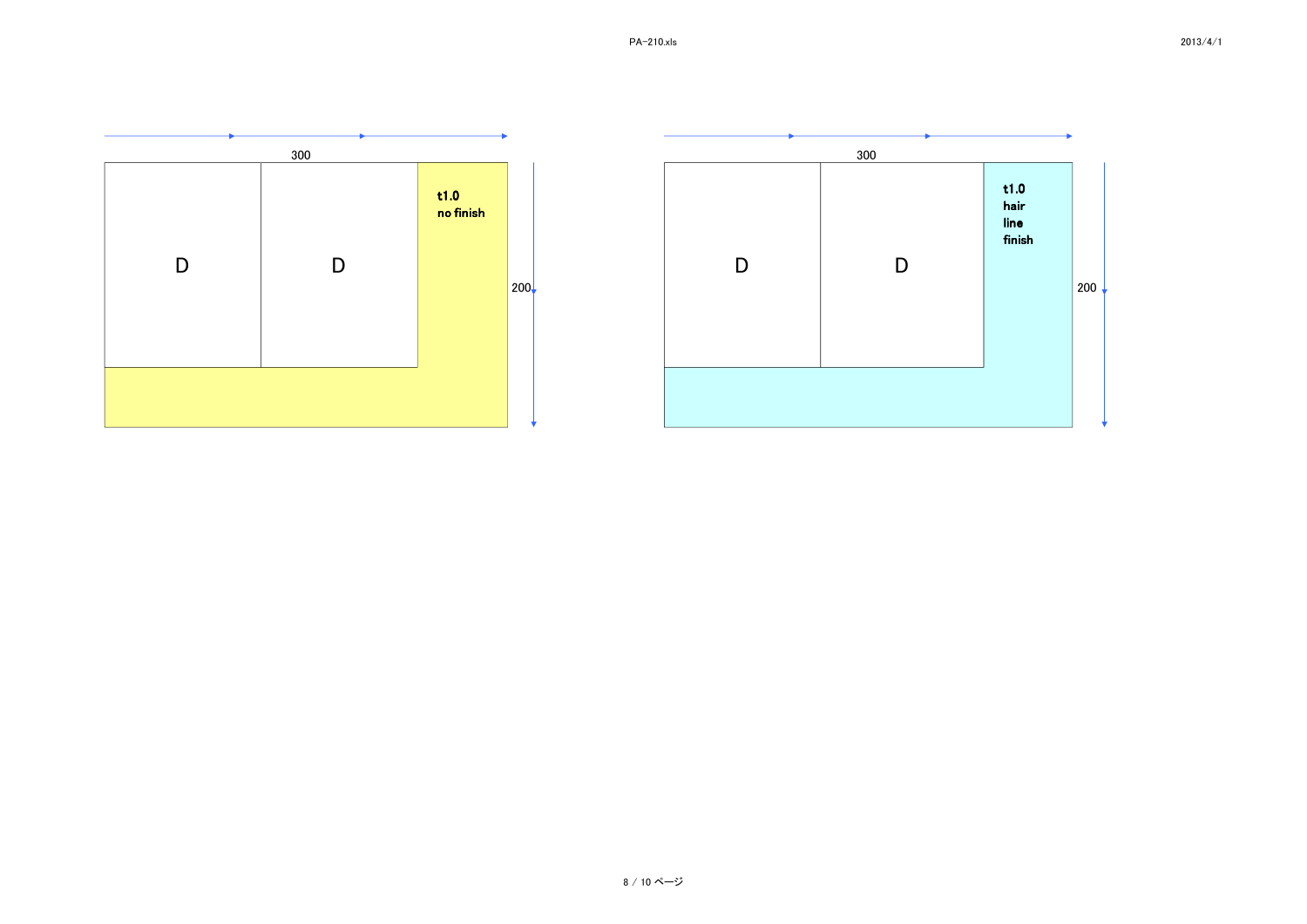300

| D | D | t1.0 no finish |
| --- | --- | --- |

200

300

| D | D | t1.0 hair line finish |
| --- | --- | --- |

200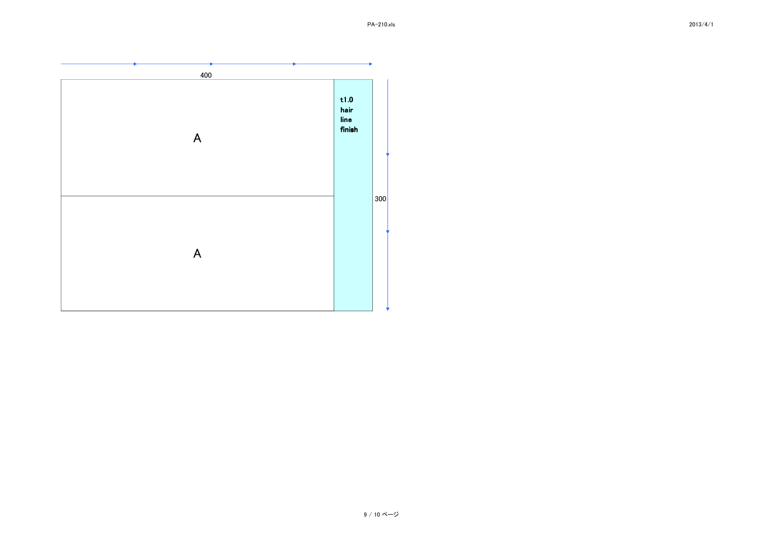400

A

A

t1.0
hair
line
finish

300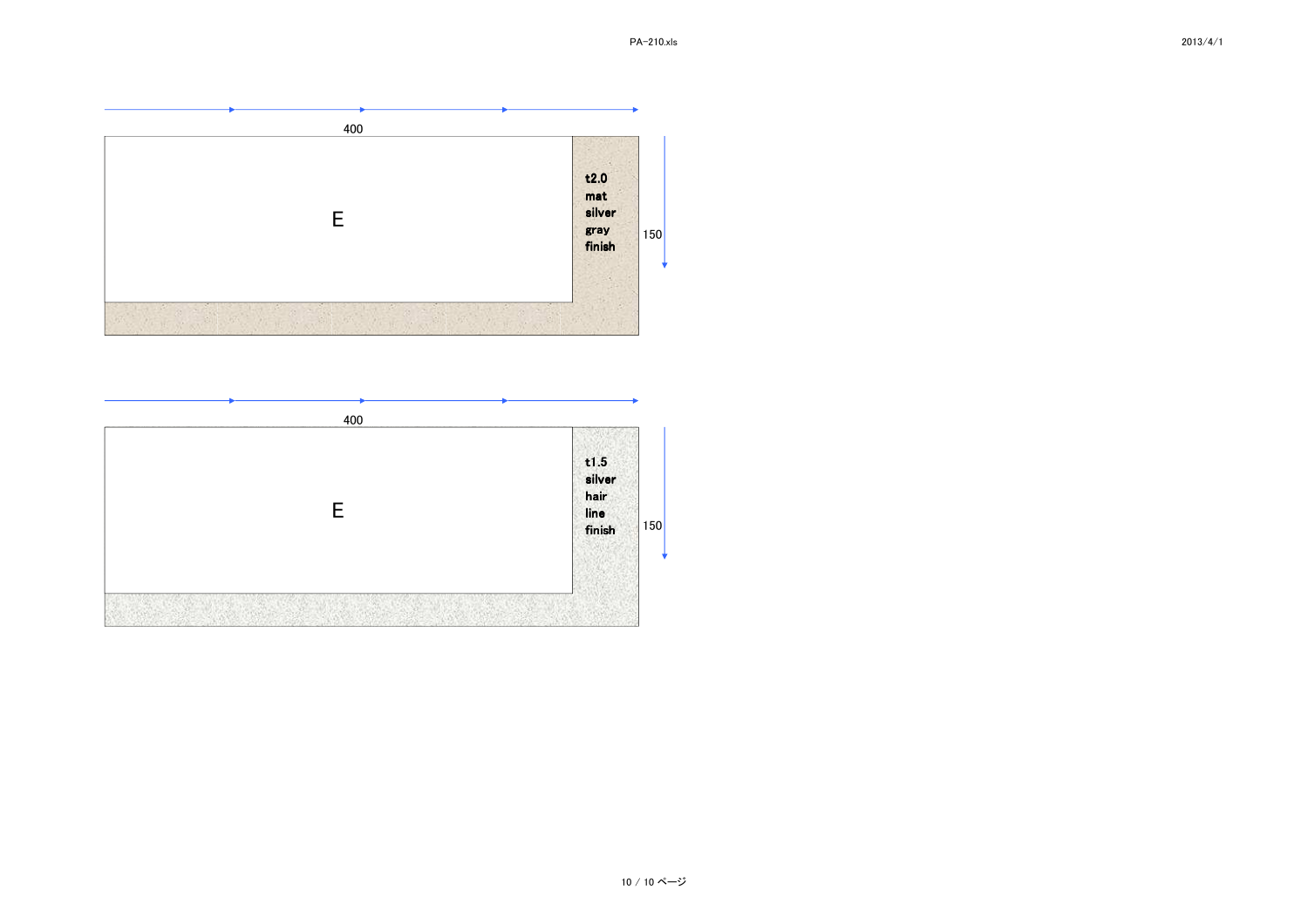400

E

t2.0
mat
silver
gray
finish

150

400

E

t1.5
silver
hair
line
finish

150